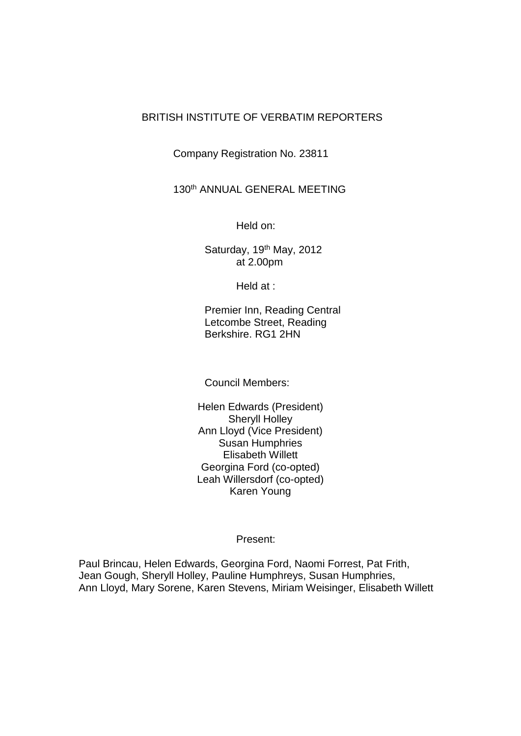# BRITISH INSTITUTE OF VERBATIM REPORTERS

Company Registration No. 23811

## 130th ANNUAL GENERAL MEETING

Held on:

Saturday, 19th May, 2012
at 2.00pm

Held at :

Premier Inn, Reading Central
Letcombe Street, Reading
Berkshire. RG1 2HN

Council Members:

Helen Edwards (President)
Sheryll Holley
Ann Lloyd (Vice President)
Susan Humphries
Elisabeth Willett
Georgina Ford (co-opted)
Leah Willersdorf (co-opted)
Karen Young

Present:

Paul Brincau, Helen Edwards, Georgina Ford, Naomi Forrest, Pat Frith, Jean Gough, Sheryll Holley, Pauline Humphreys, Susan Humphries, Ann Lloyd, Mary Sorene, Karen Stevens, Miriam Weisinger, Elisabeth Willett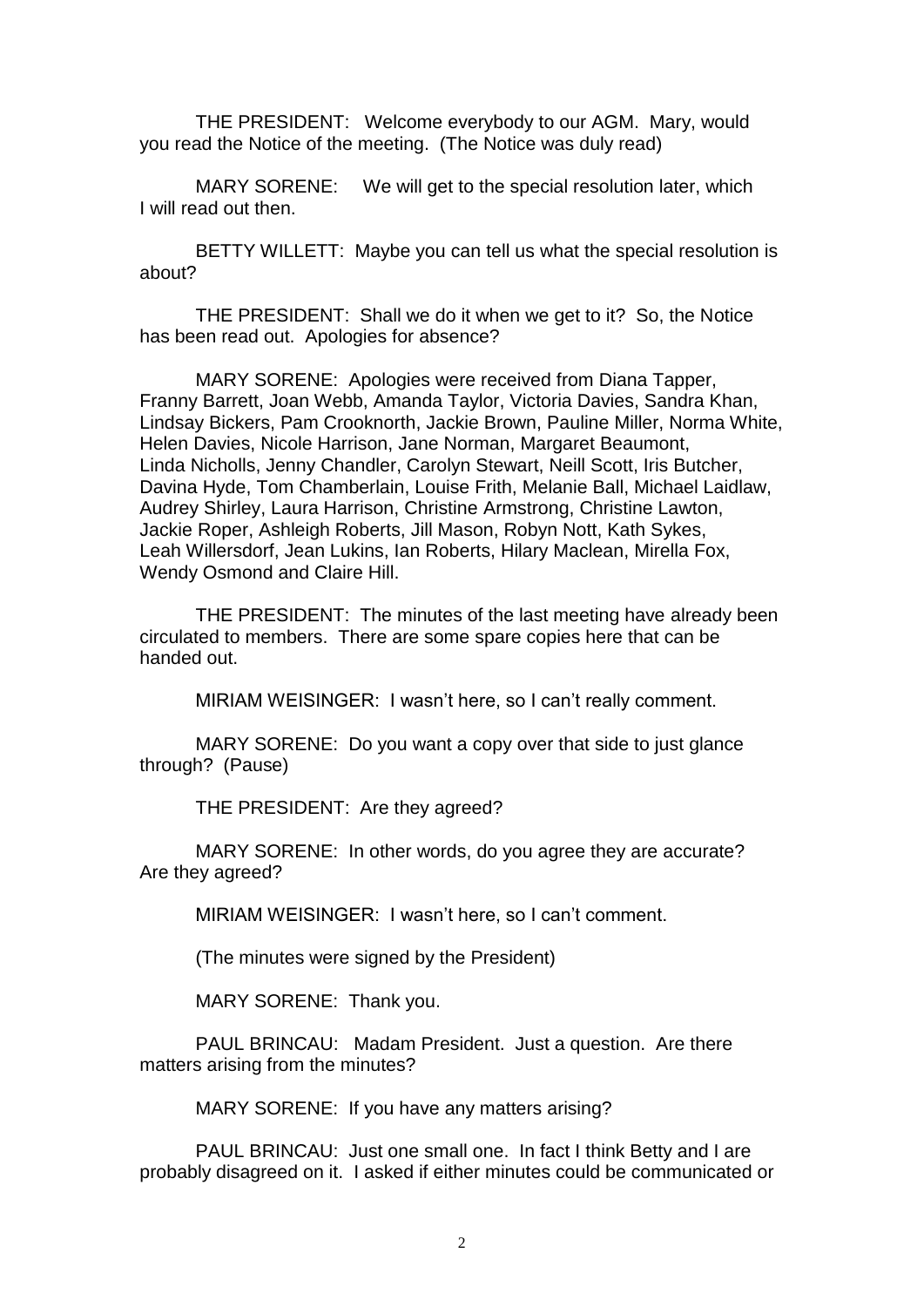THE PRESIDENT: Welcome everybody to our AGM. Mary, would you read the Notice of the meeting. (The Notice was duly read)

MARY SORENE: We will get to the special resolution later, which I will read out then.

BETTY WILLETT: Maybe you can tell us what the special resolution is about?

THE PRESIDENT: Shall we do it when we get to it? So, the Notice has been read out. Apologies for absence?

MARY SORENE: Apologies were received from Diana Tapper, Franny Barrett, Joan Webb, Amanda Taylor, Victoria Davies, Sandra Khan, Lindsay Bickers, Pam Crooknorth, Jackie Brown, Pauline Miller, Norma White, Helen Davies, Nicole Harrison, Jane Norman, Margaret Beaumont, Linda Nicholls, Jenny Chandler, Carolyn Stewart, Neill Scott, Iris Butcher, Davina Hyde, Tom Chamberlain, Louise Frith, Melanie Ball, Michael Laidlaw, Audrey Shirley, Laura Harrison, Christine Armstrong, Christine Lawton, Jackie Roper, Ashleigh Roberts, Jill Mason, Robyn Nott, Kath Sykes, Leah Willersdorf, Jean Lukins, Ian Roberts, Hilary Maclean, Mirella Fox, Wendy Osmond and Claire Hill.

THE PRESIDENT: The minutes of the last meeting have already been circulated to members. There are some spare copies here that can be handed out.

MIRIAM WEISINGER: I wasn't here, so I can't really comment.

MARY SORENE: Do you want a copy over that side to just glance through? (Pause)

THE PRESIDENT: Are they agreed?

MARY SORENE: In other words, do you agree they are accurate? Are they agreed?

MIRIAM WEISINGER: I wasn't here, so I can't comment.

(The minutes were signed by the President)

MARY SORENE: Thank you.

PAUL BRINCAU: Madam President. Just a question. Are there matters arising from the minutes?

MARY SORENE: If you have any matters arising?

PAUL BRINCAU: Just one small one. In fact I think Betty and I are probably disagreed on it. I asked if either minutes could be communicated or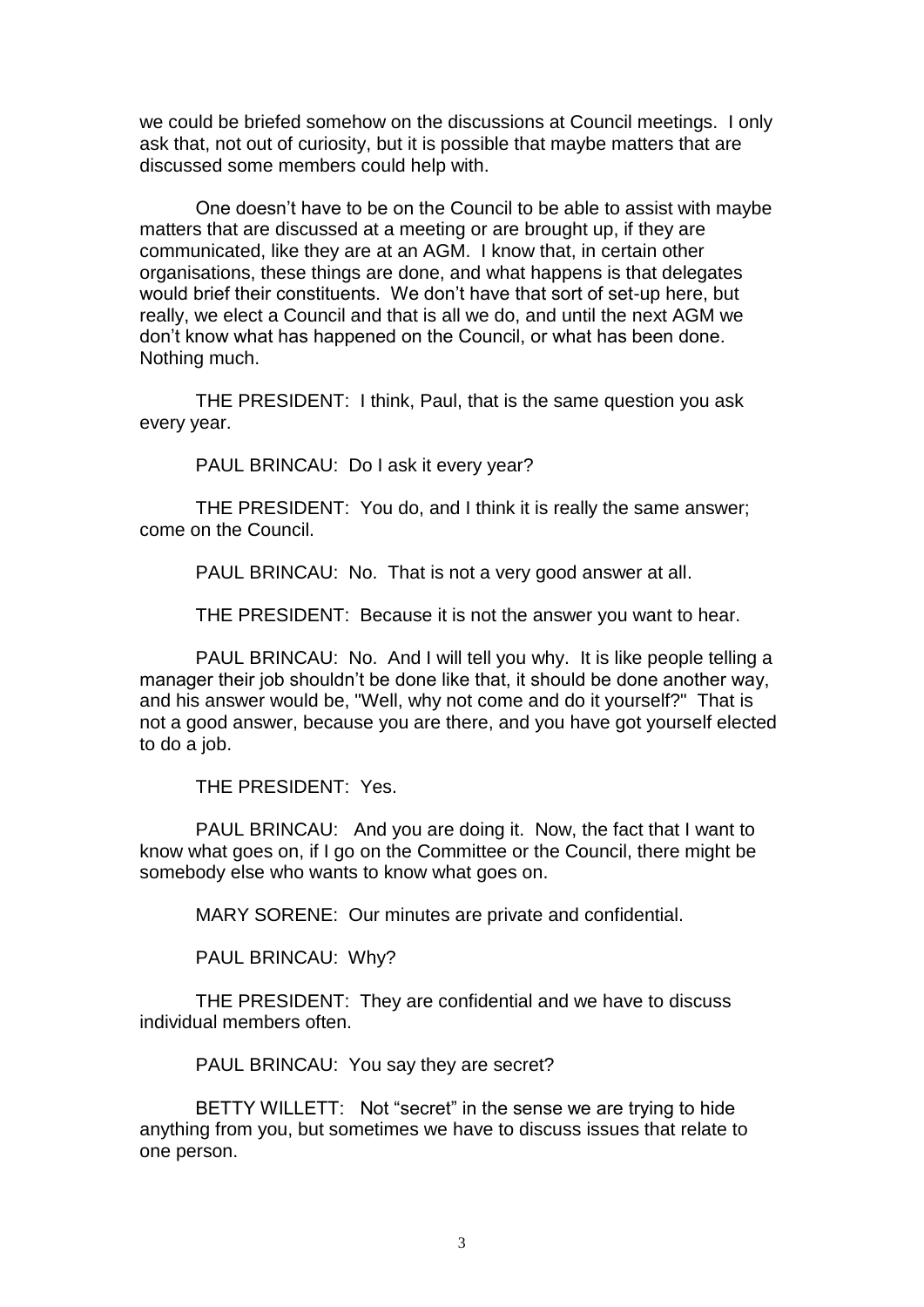we could be briefed somehow on the discussions at Council meetings. I only ask that, not out of curiosity, but it is possible that maybe matters that are discussed some members could help with.

One doesn't have to be on the Council to be able to assist with maybe matters that are discussed at a meeting or are brought up, if they are communicated, like they are at an AGM. I know that, in certain other organisations, these things are done, and what happens is that delegates would brief their constituents. We don't have that sort of set-up here, but really, we elect a Council and that is all we do, and until the next AGM we don't know what has happened on the Council, or what has been done. Nothing much.

THE PRESIDENT: I think, Paul, that is the same question you ask every year.

PAUL BRINCAU: Do I ask it every year?

THE PRESIDENT: You do, and I think it is really the same answer; come on the Council.

PAUL BRINCAU: No. That is not a very good answer at all.

THE PRESIDENT: Because it is not the answer you want to hear.

PAUL BRINCAU: No. And I will tell you why. It is like people telling a manager their job shouldn't be done like that, it should be done another way, and his answer would be, "Well, why not come and do it yourself?" That is not a good answer, because you are there, and you have got yourself elected to do a job.

THE PRESIDENT: Yes.

PAUL BRINCAU: And you are doing it. Now, the fact that I want to know what goes on, if I go on the Committee or the Council, there might be somebody else who wants to know what goes on.

MARY SORENE: Our minutes are private and confidential.

PAUL BRINCAU: Why?

THE PRESIDENT: They are confidential and we have to discuss individual members often.

PAUL BRINCAU: You say they are secret?

BETTY WILLETT: Not "secret" in the sense we are trying to hide anything from you, but sometimes we have to discuss issues that relate to one person.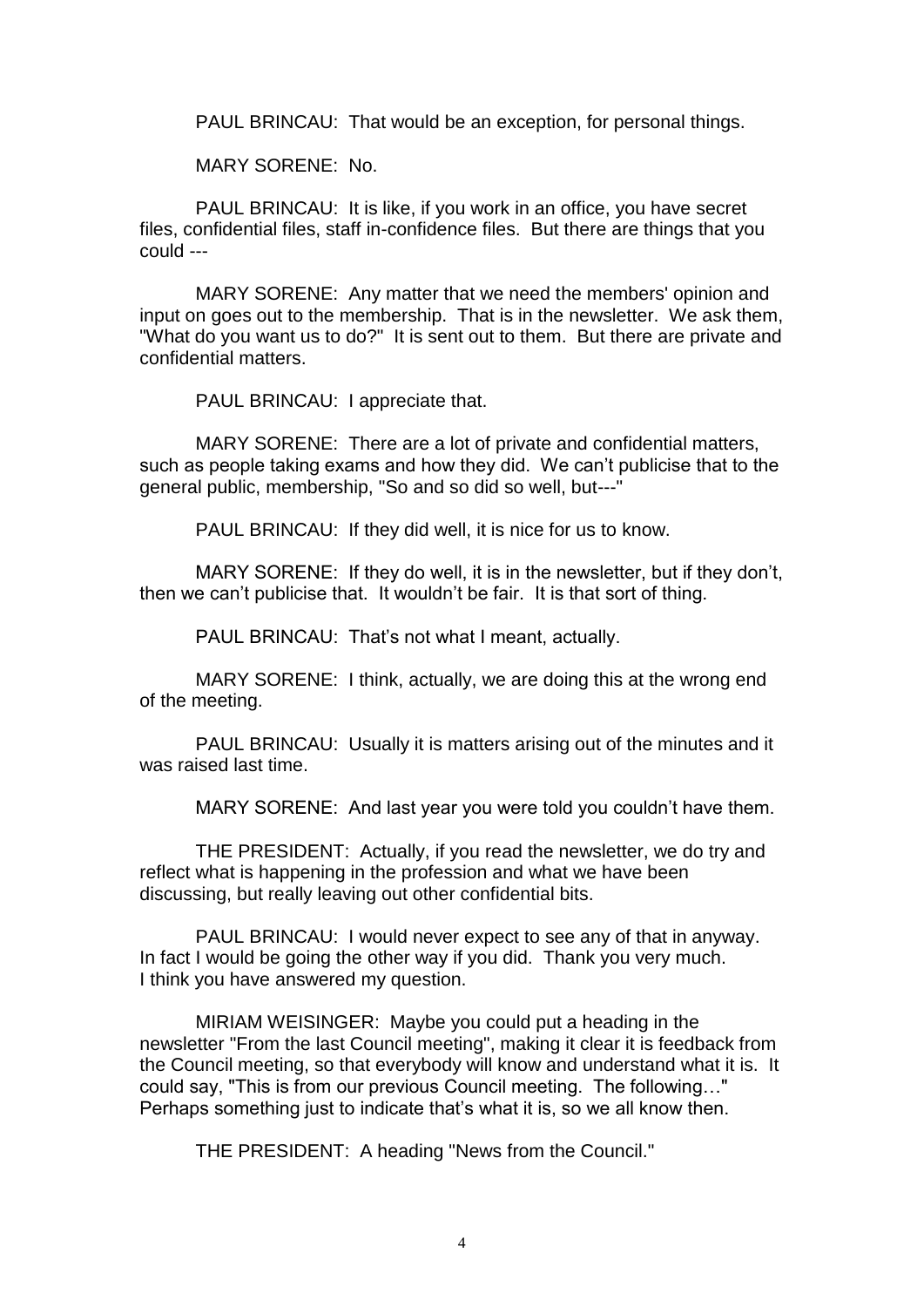PAUL BRINCAU: That would be an exception, for personal things.

MARY SORENE: No.

PAUL BRINCAU: It is like, if you work in an office, you have secret files, confidential files, staff in-confidence files. But there are things that you could ---

MARY SORENE: Any matter that we need the members' opinion and input on goes out to the membership. That is in the newsletter. We ask them, "What do you want us to do?" It is sent out to them. But there are private and confidential matters.

PAUL BRINCAU: I appreciate that.

MARY SORENE: There are a lot of private and confidential matters, such as people taking exams and how they did. We can't publicise that to the general public, membership, "So and so did so well, but---"

PAUL BRINCAU: If they did well, it is nice for us to know.

MARY SORENE: If they do well, it is in the newsletter, but if they don't, then we can't publicise that. It wouldn't be fair. It is that sort of thing.

PAUL BRINCAU: That's not what I meant, actually.

MARY SORENE: I think, actually, we are doing this at the wrong end of the meeting.

PAUL BRINCAU: Usually it is matters arising out of the minutes and it was raised last time.

MARY SORENE: And last year you were told you couldn't have them.

THE PRESIDENT: Actually, if you read the newsletter, we do try and reflect what is happening in the profession and what we have been discussing, but really leaving out other confidential bits.

PAUL BRINCAU: I would never expect to see any of that in anyway. In fact I would be going the other way if you did. Thank you very much. I think you have answered my question.

MIRIAM WEISINGER: Maybe you could put a heading in the newsletter "From the last Council meeting", making it clear it is feedback from the Council meeting, so that everybody will know and understand what it is. It could say, "This is from our previous Council meeting. The following…" Perhaps something just to indicate that's what it is, so we all know then.

THE PRESIDENT: A heading "News from the Council."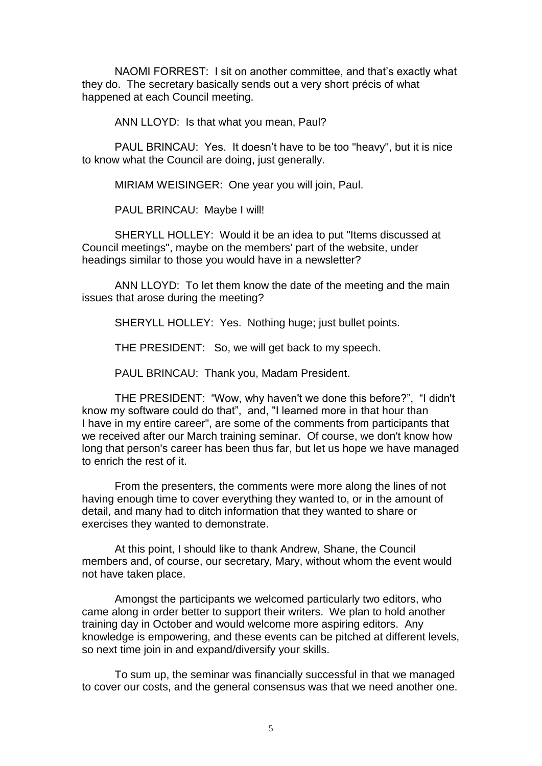NAOMI FORREST: I sit on another committee, and that's exactly what they do. The secretary basically sends out a very short précis of what happened at each Council meeting.

ANN LLOYD: Is that what you mean, Paul?

PAUL BRINCAU: Yes. It doesn't have to be too "heavy", but it is nice to know what the Council are doing, just generally.

MIRIAM WEISINGER: One year you will join, Paul.

PAUL BRINCAU: Maybe I will!

SHERYLL HOLLEY: Would it be an idea to put "Items discussed at Council meetings", maybe on the members' part of the website, under headings similar to those you would have in a newsletter?

ANN LLOYD: To let them know the date of the meeting and the main issues that arose during the meeting?

SHERYLL HOLLEY: Yes. Nothing huge; just bullet points.

THE PRESIDENT: So, we will get back to my speech.

PAUL BRINCAU: Thank you, Madam President.

THE PRESIDENT: "Wow, why haven't we done this before?", "I didn't know my software could do that", and, "I learned more in that hour than I have in my entire career", are some of the comments from participants that we received after our March training seminar. Of course, we don't know how long that person's career has been thus far, but let us hope we have managed to enrich the rest of it.

From the presenters, the comments were more along the lines of not having enough time to cover everything they wanted to, or in the amount of detail, and many had to ditch information that they wanted to share or exercises they wanted to demonstrate.

At this point, I should like to thank Andrew, Shane, the Council members and, of course, our secretary, Mary, without whom the event would not have taken place.

Amongst the participants we welcomed particularly two editors, who came along in order better to support their writers. We plan to hold another training day in October and would welcome more aspiring editors. Any knowledge is empowering, and these events can be pitched at different levels, so next time join in and expand/diversify your skills.

To sum up, the seminar was financially successful in that we managed to cover our costs, and the general consensus was that we need another one.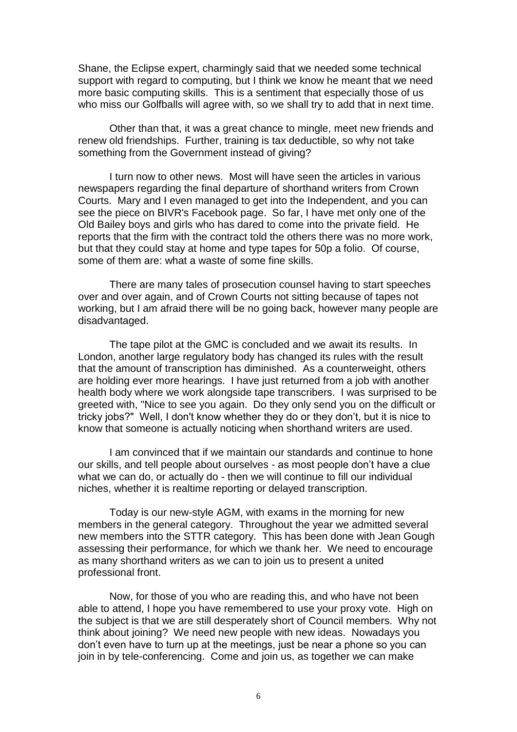Shane, the Eclipse expert, charmingly said that we needed some technical support with regard to computing, but I think we know he meant that we need more basic computing skills. This is a sentiment that especially those of us who miss our Golfballs will agree with, so we shall try to add that in next time.

Other than that, it was a great chance to mingle, meet new friends and renew old friendships. Further, training is tax deductible, so why not take something from the Government instead of giving?

I turn now to other news. Most will have seen the articles in various newspapers regarding the final departure of shorthand writers from Crown Courts. Mary and I even managed to get into the Independent, and you can see the piece on BIVR's Facebook page. So far, I have met only one of the Old Bailey boys and girls who has dared to come into the private field. He reports that the firm with the contract told the others there was no more work, but that they could stay at home and type tapes for 50p a folio. Of course, some of them are: what a waste of some fine skills.

There are many tales of prosecution counsel having to start speeches over and over again, and of Crown Courts not sitting because of tapes not working, but I am afraid there will be no going back, however many people are disadvantaged.

The tape pilot at the GMC is concluded and we await its results. In London, another large regulatory body has changed its rules with the result that the amount of transcription has diminished. As a counterweight, others are holding ever more hearings. I have just returned from a job with another health body where we work alongside tape transcribers. I was surprised to be greeted with, "Nice to see you again. Do they only send you on the difficult or tricky jobs?" Well, I don't know whether they do or they don't, but it is nice to know that someone is actually noticing when shorthand writers are used.

I am convinced that if we maintain our standards and continue to hone our skills, and tell people about ourselves - as most people don't have a clue what we can do, or actually do - then we will continue to fill our individual niches, whether it is realtime reporting or delayed transcription.

Today is our new-style AGM, with exams in the morning for new members in the general category. Throughout the year we admitted several new members into the STTR category. This has been done with Jean Gough assessing their performance, for which we thank her. We need to encourage as many shorthand writers as we can to join us to present a united professional front.

Now, for those of you who are reading this, and who have not been able to attend, I hope you have remembered to use your proxy vote. High on the subject is that we are still desperately short of Council members. Why not think about joining? We need new people with new ideas. Nowadays you don't even have to turn up at the meetings, just be near a phone so you can join in by tele-conferencing. Come and join us, as together we can make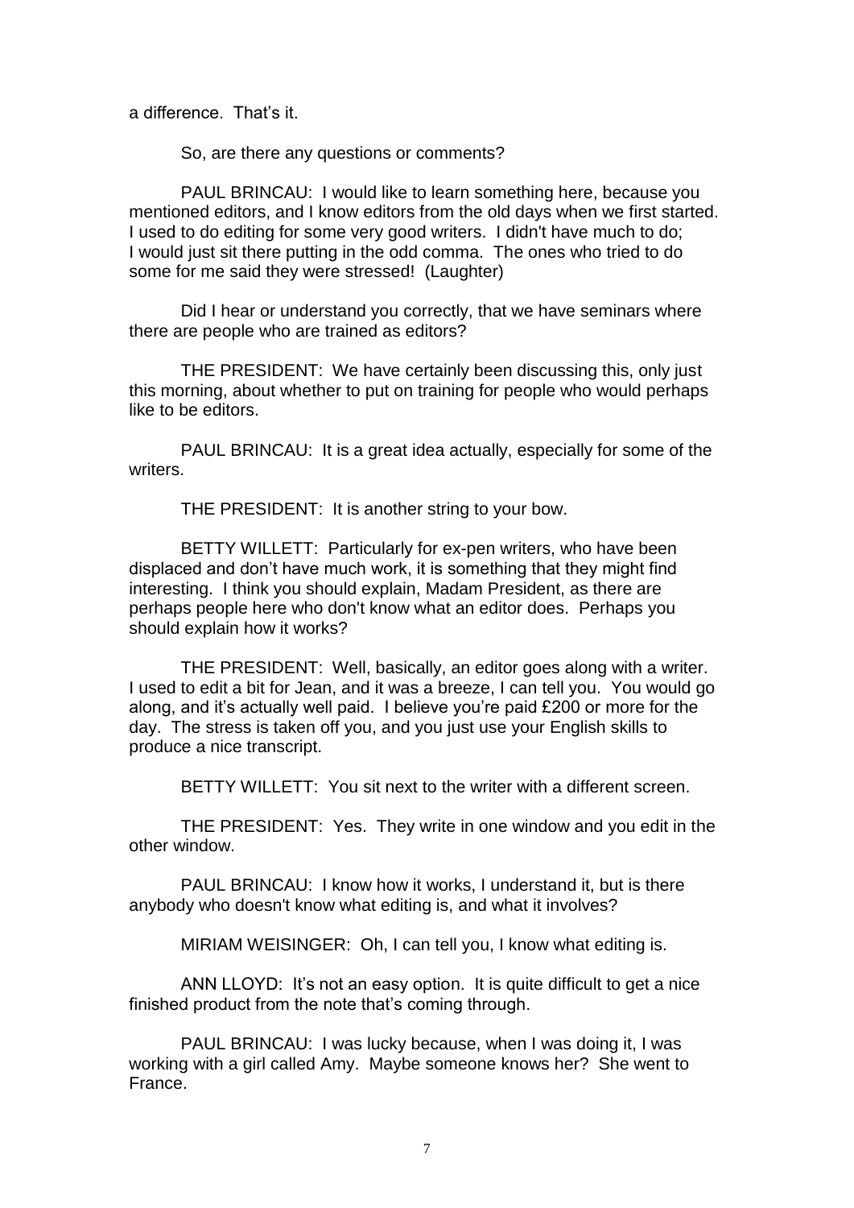a difference. That's it.

So, are there any questions or comments?

PAUL BRINCAU: I would like to learn something here, because you mentioned editors, and I know editors from the old days when we first started. I used to do editing for some very good writers. I didn't have much to do; I would just sit there putting in the odd comma. The ones who tried to do some for me said they were stressed! (Laughter)

Did I hear or understand you correctly, that we have seminars where there are people who are trained as editors?

THE PRESIDENT: We have certainly been discussing this, only just this morning, about whether to put on training for people who would perhaps like to be editors.

PAUL BRINCAU: It is a great idea actually, especially for some of the writers.

THE PRESIDENT: It is another string to your bow.

BETTY WILLETT: Particularly for ex-pen writers, who have been displaced and don't have much work, it is something that they might find interesting. I think you should explain, Madam President, as there are perhaps people here who don't know what an editor does. Perhaps you should explain how it works?

THE PRESIDENT: Well, basically, an editor goes along with a writer. I used to edit a bit for Jean, and it was a breeze, I can tell you. You would go along, and it's actually well paid. I believe you're paid £200 or more for the day. The stress is taken off you, and you just use your English skills to produce a nice transcript.

BETTY WILLETT: You sit next to the writer with a different screen.

THE PRESIDENT: Yes. They write in one window and you edit in the other window.

PAUL BRINCAU: I know how it works, I understand it, but is there anybody who doesn't know what editing is, and what it involves?

MIRIAM WEISINGER: Oh, I can tell you, I know what editing is.

ANN LLOYD: It's not an easy option. It is quite difficult to get a nice finished product from the note that's coming through.

PAUL BRINCAU: I was lucky because, when I was doing it, I was working with a girl called Amy. Maybe someone knows her? She went to France.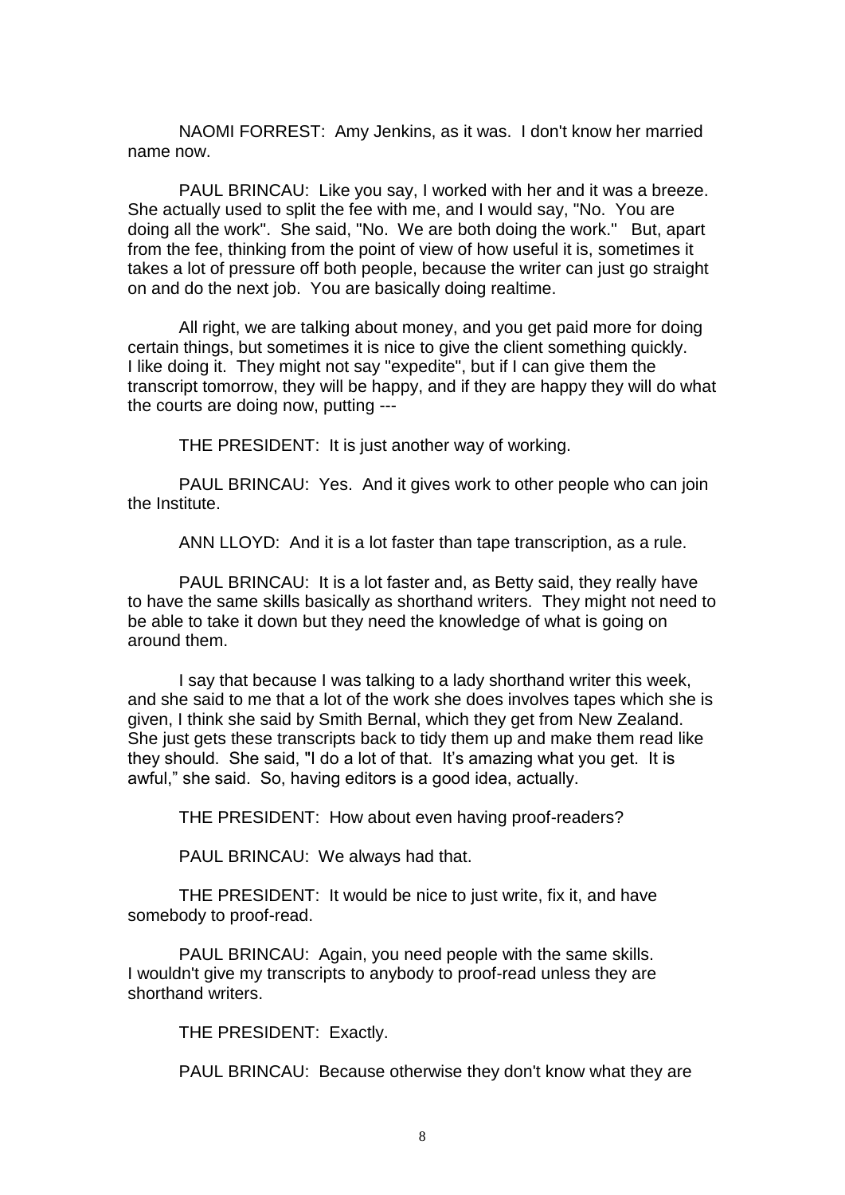NAOMI FORREST: Amy Jenkins, as it was. I don't know her married name now.

PAUL BRINCAU: Like you say, I worked with her and it was a breeze. She actually used to split the fee with me, and I would say, "No. You are doing all the work". She said, "No. We are both doing the work." But, apart from the fee, thinking from the point of view of how useful it is, sometimes it takes a lot of pressure off both people, because the writer can just go straight on and do the next job. You are basically doing realtime.

All right, we are talking about money, and you get paid more for doing certain things, but sometimes it is nice to give the client something quickly. I like doing it. They might not say "expedite", but if I can give them the transcript tomorrow, they will be happy, and if they are happy they will do what the courts are doing now, putting ---

THE PRESIDENT: It is just another way of working.

PAUL BRINCAU: Yes. And it gives work to other people who can join the Institute.

ANN LLOYD: And it is a lot faster than tape transcription, as a rule.

PAUL BRINCAU: It is a lot faster and, as Betty said, they really have to have the same skills basically as shorthand writers. They might not need to be able to take it down but they need the knowledge of what is going on around them.

I say that because I was talking to a lady shorthand writer this week, and she said to me that a lot of the work she does involves tapes which she is given, I think she said by Smith Bernal, which they get from New Zealand. She just gets these transcripts back to tidy them up and make them read like they should. She said, "I do a lot of that. It's amazing what you get. It is awful," she said. So, having editors is a good idea, actually.

THE PRESIDENT: How about even having proof-readers?

PAUL BRINCAU: We always had that.

THE PRESIDENT: It would be nice to just write, fix it, and have somebody to proof-read.

PAUL BRINCAU: Again, you need people with the same skills. I wouldn't give my transcripts to anybody to proof-read unless they are shorthand writers.

THE PRESIDENT: Exactly.

PAUL BRINCAU: Because otherwise they don't know what they are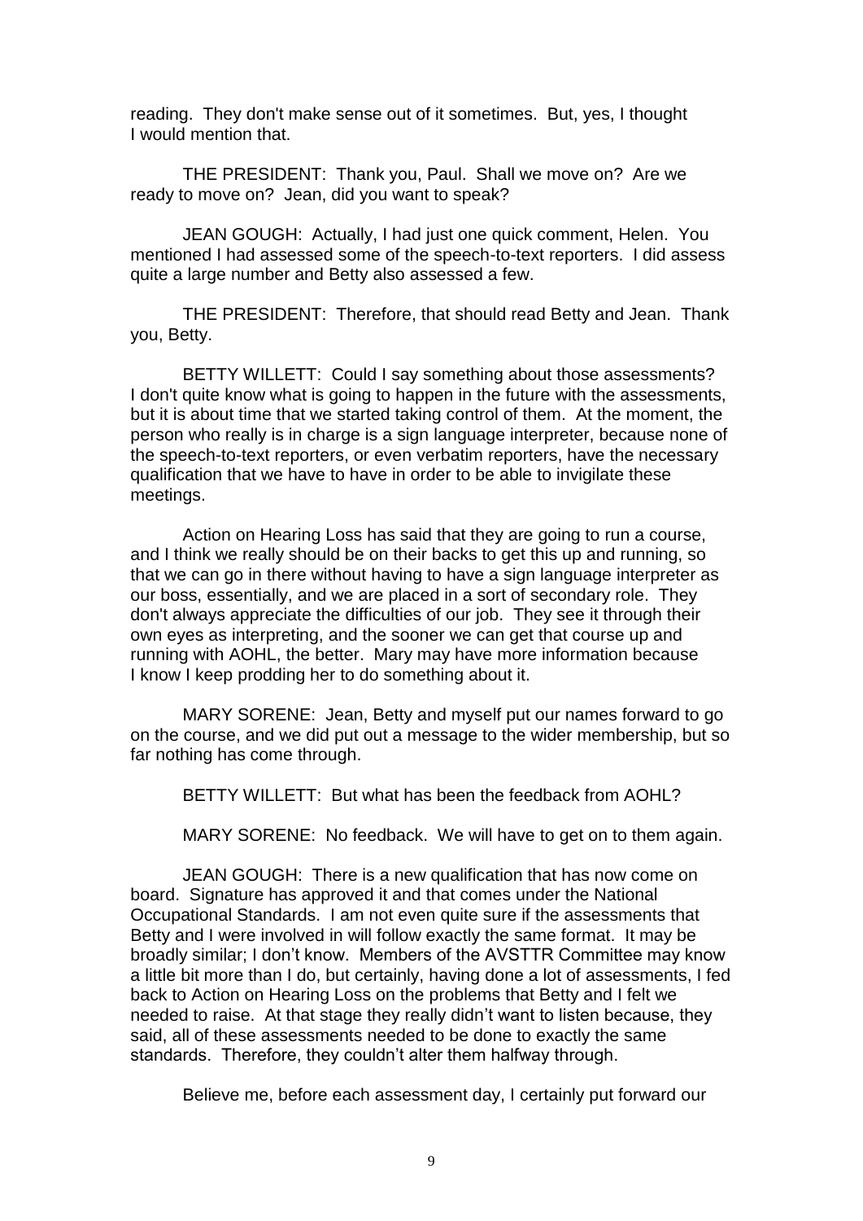reading. They don't make sense out of it sometimes. But, yes, I thought I would mention that.

THE PRESIDENT: Thank you, Paul. Shall we move on? Are we ready to move on? Jean, did you want to speak?

JEAN GOUGH: Actually, I had just one quick comment, Helen. You mentioned I had assessed some of the speech-to-text reporters. I did assess quite a large number and Betty also assessed a few.

THE PRESIDENT: Therefore, that should read Betty and Jean. Thank you, Betty.

BETTY WILLETT: Could I say something about those assessments? I don't quite know what is going to happen in the future with the assessments, but it is about time that we started taking control of them. At the moment, the person who really is in charge is a sign language interpreter, because none of the speech-to-text reporters, or even verbatim reporters, have the necessary qualification that we have to have in order to be able to invigilate these meetings.

Action on Hearing Loss has said that they are going to run a course, and I think we really should be on their backs to get this up and running, so that we can go in there without having to have a sign language interpreter as our boss, essentially, and we are placed in a sort of secondary role. They don't always appreciate the difficulties of our job. They see it through their own eyes as interpreting, and the sooner we can get that course up and running with AOHL, the better. Mary may have more information because I know I keep prodding her to do something about it.

MARY SORENE: Jean, Betty and myself put our names forward to go on the course, and we did put out a message to the wider membership, but so far nothing has come through.

BETTY WILLETT: But what has been the feedback from AOHL?

MARY SORENE: No feedback. We will have to get on to them again.

JEAN GOUGH: There is a new qualification that has now come on board. Signature has approved it and that comes under the National Occupational Standards. I am not even quite sure if the assessments that Betty and I were involved in will follow exactly the same format. It may be broadly similar; I don't know. Members of the AVSTTR Committee may know a little bit more than I do, but certainly, having done a lot of assessments, I fed back to Action on Hearing Loss on the problems that Betty and I felt we needed to raise. At that stage they really didn't want to listen because, they said, all of these assessments needed to be done to exactly the same standards. Therefore, they couldn't alter them halfway through.

Believe me, before each assessment day, I certainly put forward our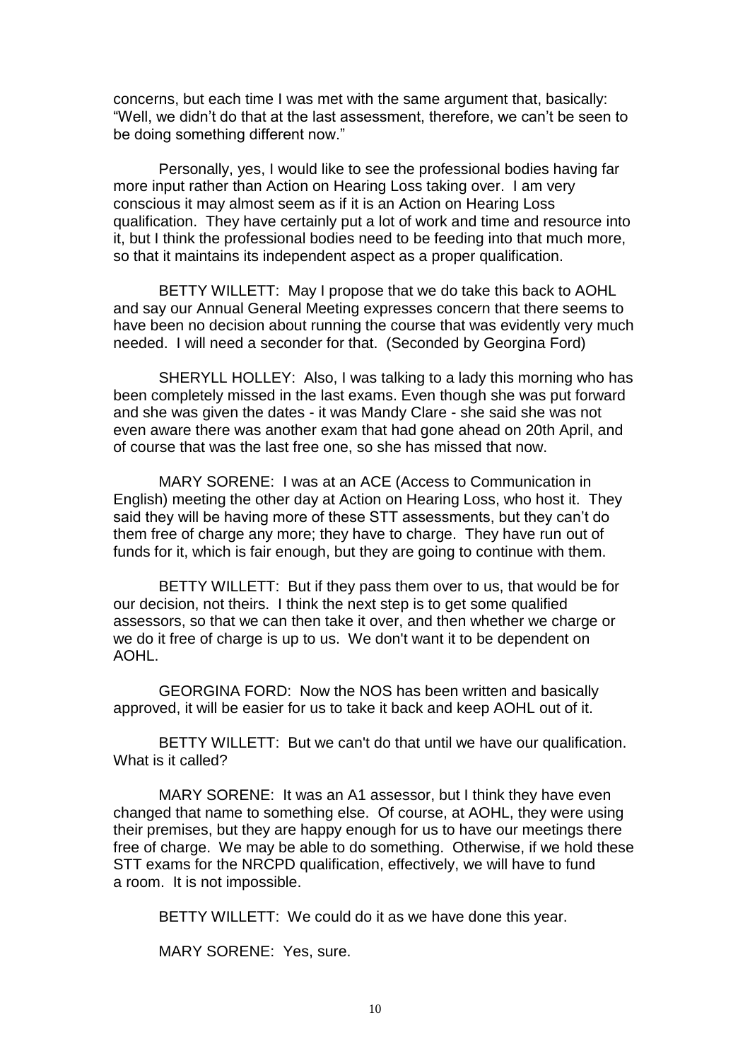concerns, but each time I was met with the same argument that, basically: "Well, we didn't do that at the last assessment, therefore, we can't be seen to be doing something different now."

Personally, yes, I would like to see the professional bodies having far more input rather than Action on Hearing Loss taking over. I am very conscious it may almost seem as if it is an Action on Hearing Loss qualification. They have certainly put a lot of work and time and resource into it, but I think the professional bodies need to be feeding into that much more, so that it maintains its independent aspect as a proper qualification.

BETTY WILLETT: May I propose that we do take this back to AOHL and say our Annual General Meeting expresses concern that there seems to have been no decision about running the course that was evidently very much needed. I will need a seconder for that. (Seconded by Georgina Ford)

SHERYLL HOLLEY: Also, I was talking to a lady this morning who has been completely missed in the last exams. Even though she was put forward and she was given the dates - it was Mandy Clare - she said she was not even aware there was another exam that had gone ahead on 20th April, and of course that was the last free one, so she has missed that now.

MARY SORENE: I was at an ACE (Access to Communication in English) meeting the other day at Action on Hearing Loss, who host it. They said they will be having more of these STT assessments, but they can't do them free of charge any more; they have to charge. They have run out of funds for it, which is fair enough, but they are going to continue with them.

BETTY WILLETT: But if they pass them over to us, that would be for our decision, not theirs. I think the next step is to get some qualified assessors, so that we can then take it over, and then whether we charge or we do it free of charge is up to us. We don't want it to be dependent on AOHL.

GEORGINA FORD: Now the NOS has been written and basically approved, it will be easier for us to take it back and keep AOHL out of it.

BETTY WILLETT: But we can't do that until we have our qualification. What is it called?

MARY SORENE: It was an A1 assessor, but I think they have even changed that name to something else. Of course, at AOHL, they were using their premises, but they are happy enough for us to have our meetings there free of charge. We may be able to do something. Otherwise, if we hold these STT exams for the NRCPD qualification, effectively, we will have to fund a room. It is not impossible.

BETTY WILLETT: We could do it as we have done this year.

MARY SORENE: Yes, sure.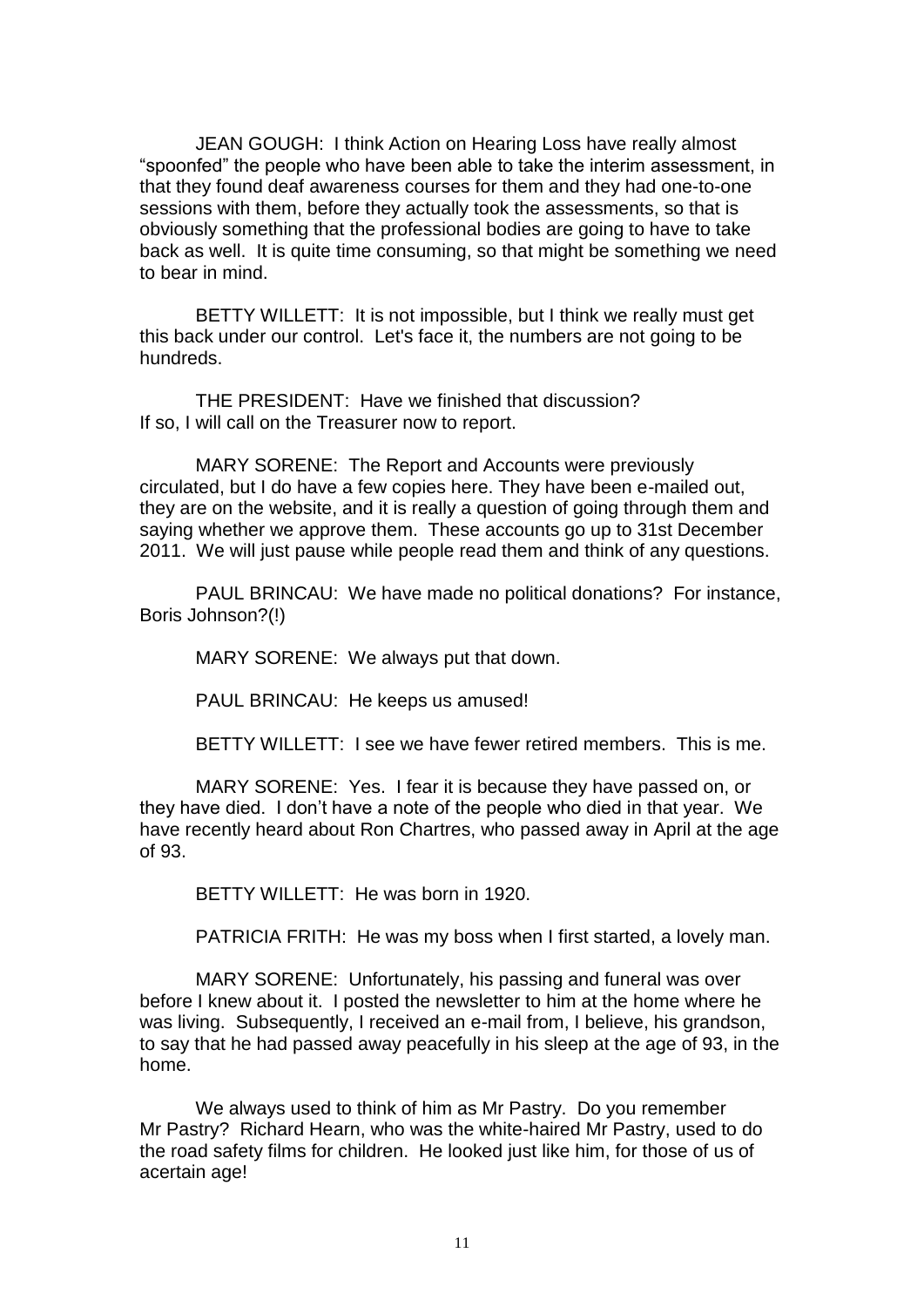JEAN GOUGH: I think Action on Hearing Loss have really almost "spoonfed" the people who have been able to take the interim assessment, in that they found deaf awareness courses for them and they had one-to-one sessions with them, before they actually took the assessments, so that is obviously something that the professional bodies are going to have to take back as well. It is quite time consuming, so that might be something we need to bear in mind.

BETTY WILLETT: It is not impossible, but I think we really must get this back under our control. Let's face it, the numbers are not going to be hundreds.

THE PRESIDENT: Have we finished that discussion? If so, I will call on the Treasurer now to report.

MARY SORENE: The Report and Accounts were previously circulated, but I do have a few copies here. They have been e-mailed out, they are on the website, and it is really a question of going through them and saying whether we approve them. These accounts go up to 31st December 2011. We will just pause while people read them and think of any questions.

PAUL BRINCAU: We have made no political donations? For instance, Boris Johnson?(!)

MARY SORENE: We always put that down.

PAUL BRINCAU: He keeps us amused!

BETTY WILLETT: I see we have fewer retired members. This is me.

MARY SORENE: Yes. I fear it is because they have passed on, or they have died. I don't have a note of the people who died in that year. We have recently heard about Ron Chartres, who passed away in April at the age of 93.

BETTY WILLETT: He was born in 1920.

PATRICIA FRITH: He was my boss when I first started, a lovely man.

MARY SORENE: Unfortunately, his passing and funeral was over before I knew about it. I posted the newsletter to him at the home where he was living. Subsequently, I received an e-mail from, I believe, his grandson, to say that he had passed away peacefully in his sleep at the age of 93, in the home.

We always used to think of him as Mr Pastry. Do you remember Mr Pastry? Richard Hearn, who was the white-haired Mr Pastry, used to do the road safety films for children. He looked just like him, for those of us of acertain age!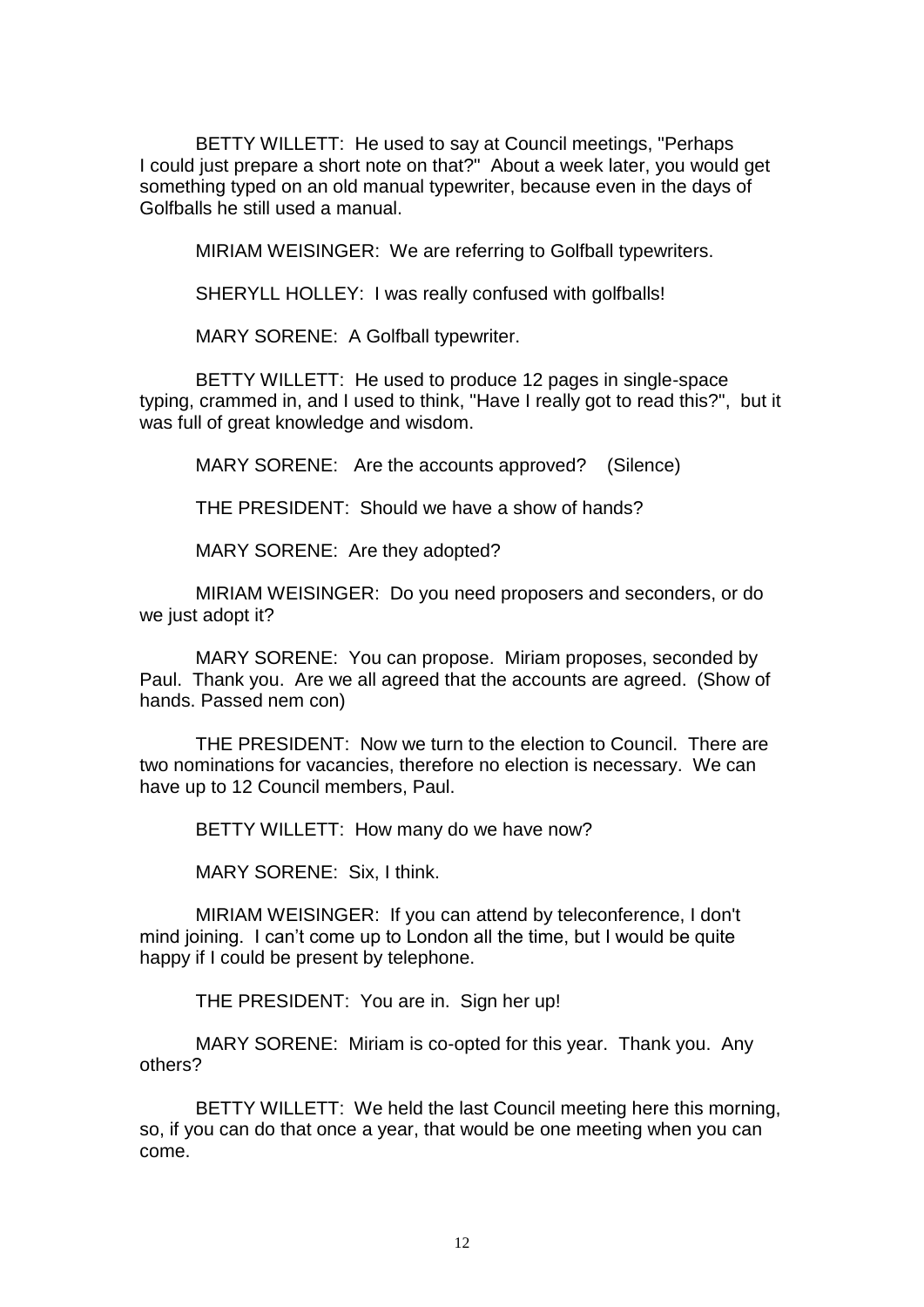BETTY WILLETT: He used to say at Council meetings, "Perhaps I could just prepare a short note on that?" About a week later, you would get something typed on an old manual typewriter, because even in the days of Golfballs he still used a manual.

MIRIAM WEISINGER: We are referring to Golfball typewriters.

SHERYLL HOLLEY: I was really confused with golfballs!

MARY SORENE: A Golfball typewriter.

BETTY WILLETT: He used to produce 12 pages in single-space typing, crammed in, and I used to think, "Have I really got to read this?", but it was full of great knowledge and wisdom.

MARY SORENE: Are the accounts approved? (Silence)

THE PRESIDENT: Should we have a show of hands?

MARY SORENE: Are they adopted?

MIRIAM WEISINGER: Do you need proposers and seconders, or do we just adopt it?

MARY SORENE: You can propose. Miriam proposes, seconded by Paul. Thank you. Are we all agreed that the accounts are agreed. (Show of hands. Passed nem con)

THE PRESIDENT: Now we turn to the election to Council. There are two nominations for vacancies, therefore no election is necessary. We can have up to 12 Council members, Paul.

BETTY WILLETT: How many do we have now?

MARY SORENE: Six, I think.

MIRIAM WEISINGER: If you can attend by teleconference, I don't mind joining. I can't come up to London all the time, but I would be quite happy if I could be present by telephone.

THE PRESIDENT: You are in. Sign her up!

MARY SORENE: Miriam is co-opted for this year. Thank you. Any others?

BETTY WILLETT: We held the last Council meeting here this morning, so, if you can do that once a year, that would be one meeting when you can come.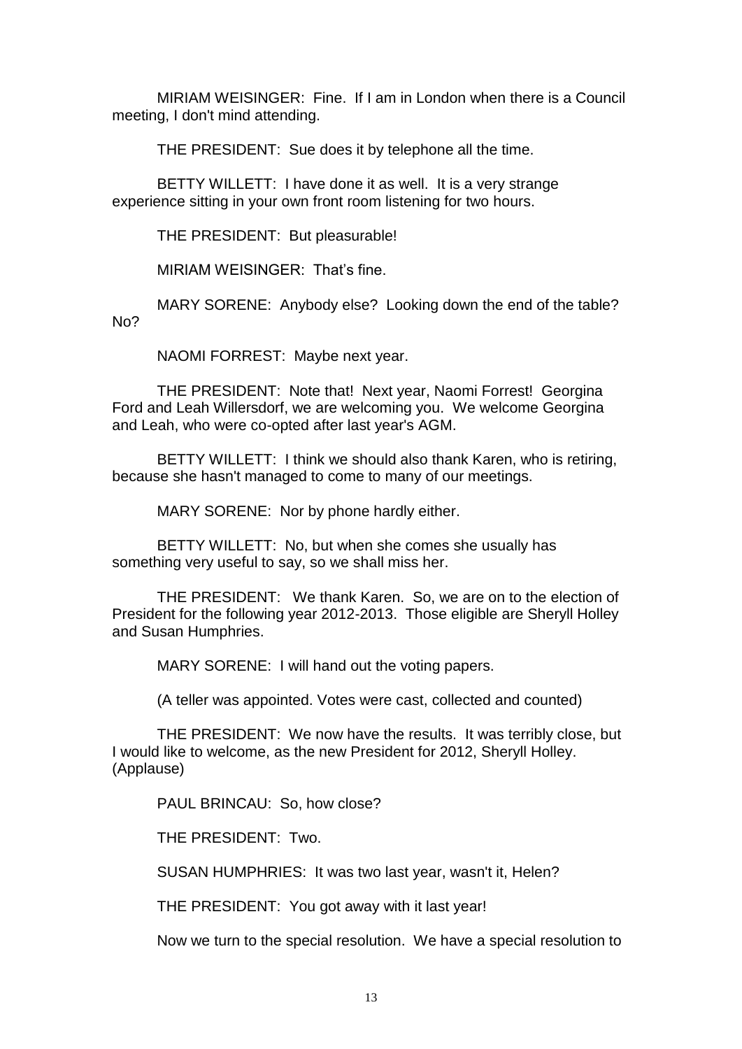MIRIAM WEISINGER: Fine. If I am in London when there is a Council meeting, I don't mind attending.

THE PRESIDENT: Sue does it by telephone all the time.

BETTY WILLETT: I have done it as well. It is a very strange experience sitting in your own front room listening for two hours.

THE PRESIDENT: But pleasurable!

MIRIAM WEISINGER: That's fine.

MARY SORENE: Anybody else? Looking down the end of the table? No?

NAOMI FORREST: Maybe next year.

THE PRESIDENT: Note that! Next year, Naomi Forrest! Georgina Ford and Leah Willersdorf, we are welcoming you. We welcome Georgina and Leah, who were co-opted after last year's AGM.

BETTY WILLETT: I think we should also thank Karen, who is retiring, because she hasn't managed to come to many of our meetings.

MARY SORENE: Nor by phone hardly either.

BETTY WILLETT: No, but when she comes she usually has something very useful to say, so we shall miss her.

THE PRESIDENT: We thank Karen. So, we are on to the election of President for the following year 2012-2013. Those eligible are Sheryll Holley and Susan Humphries.

MARY SORENE: I will hand out the voting papers.

(A teller was appointed. Votes were cast, collected and counted)

THE PRESIDENT: We now have the results. It was terribly close, but I would like to welcome, as the new President for 2012, Sheryll Holley. (Applause)

PAUL BRINCAU: So, how close?

THE PRESIDENT: Two.

SUSAN HUMPHRIES: It was two last year, wasn't it, Helen?

THE PRESIDENT: You got away with it last year!

Now we turn to the special resolution. We have a special resolution to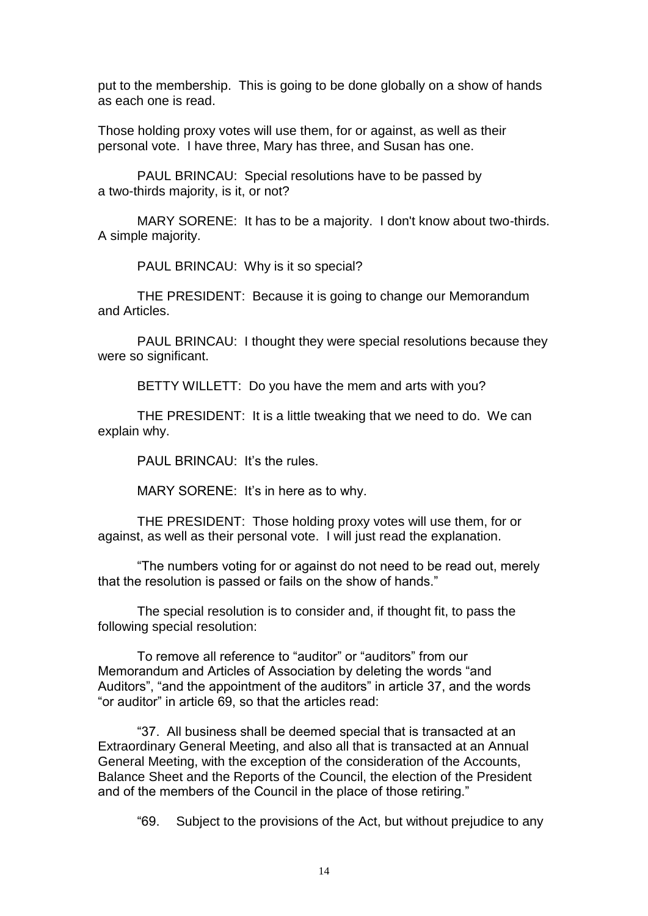put to the membership. This is going to be done globally on a show of hands as each one is read.

Those holding proxy votes will use them, for or against, as well as their personal vote. I have three, Mary has three, and Susan has one.

PAUL BRINCAU: Special resolutions have to be passed by a two-thirds majority, is it, or not?

MARY SORENE: It has to be a majority. I don't know about two-thirds. A simple majority.

PAUL BRINCAU: Why is it so special?

THE PRESIDENT: Because it is going to change our Memorandum and Articles.

PAUL BRINCAU: I thought they were special resolutions because they were so significant.

BETTY WILLETT: Do you have the mem and arts with you?

THE PRESIDENT: It is a little tweaking that we need to do. We can explain why.

PAUL BRINCAU: It's the rules.

MARY SORENE: It's in here as to why.

THE PRESIDENT: Those holding proxy votes will use them, for or against, as well as their personal vote. I will just read the explanation.

"The numbers voting for or against do not need to be read out, merely that the resolution is passed or fails on the show of hands."

The special resolution is to consider and, if thought fit, to pass the following special resolution:

To remove all reference to "auditor" or "auditors" from our Memorandum and Articles of Association by deleting the words "and Auditors", "and the appointment of the auditors" in article 37, and the words "or auditor" in article 69, so that the articles read:

"37. All business shall be deemed special that is transacted at an Extraordinary General Meeting, and also all that is transacted at an Annual General Meeting, with the exception of the consideration of the Accounts, Balance Sheet and the Reports of the Council, the election of the President and of the members of the Council in the place of those retiring."

"69. Subject to the provisions of the Act, but without prejudice to any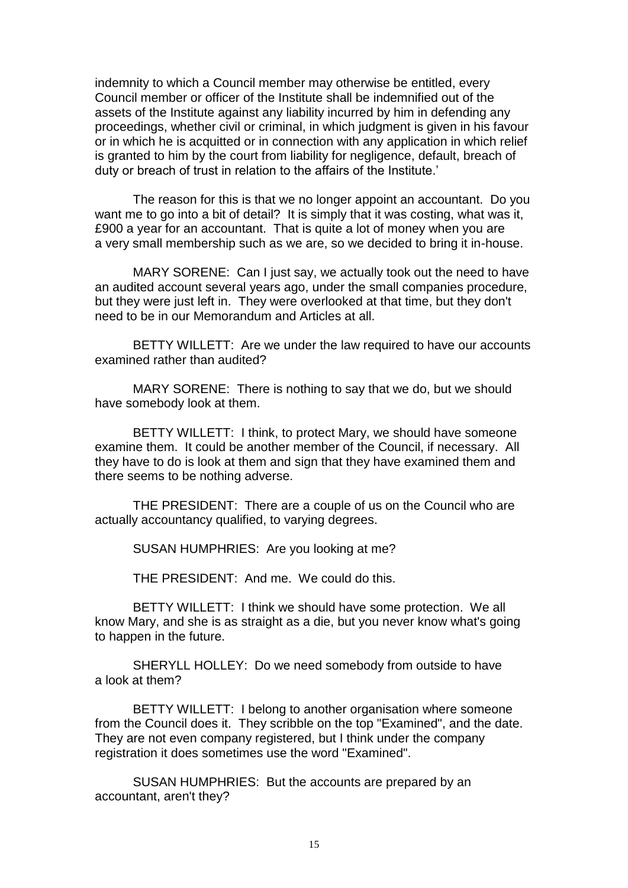indemnity to which a Council member may otherwise be entitled, every Council member or officer of the Institute shall be indemnified out of the assets of the Institute against any liability incurred by him in defending any proceedings, whether civil or criminal, in which judgment is given in his favour or in which he is acquitted or in connection with any application in which relief is granted to him by the court from liability for negligence, default, breach of duty or breach of trust in relation to the affairs of the Institute.'

The reason for this is that we no longer appoint an accountant. Do you want me to go into a bit of detail? It is simply that it was costing, what was it, £900 a year for an accountant. That is quite a lot of money when you are a very small membership such as we are, so we decided to bring it in-house.

MARY SORENE: Can I just say, we actually took out the need to have an audited account several years ago, under the small companies procedure, but they were just left in. They were overlooked at that time, but they don't need to be in our Memorandum and Articles at all.

BETTY WILLETT: Are we under the law required to have our accounts examined rather than audited?

MARY SORENE: There is nothing to say that we do, but we should have somebody look at them.

BETTY WILLETT: I think, to protect Mary, we should have someone examine them. It could be another member of the Council, if necessary. All they have to do is look at them and sign that they have examined them and there seems to be nothing adverse.

THE PRESIDENT: There are a couple of us on the Council who are actually accountancy qualified, to varying degrees.

SUSAN HUMPHRIES: Are you looking at me?

THE PRESIDENT: And me. We could do this.

BETTY WILLETT: I think we should have some protection. We all know Mary, and she is as straight as a die, but you never know what's going to happen in the future.

SHERYLL HOLLEY: Do we need somebody from outside to have a look at them?

BETTY WILLETT: I belong to another organisation where someone from the Council does it. They scribble on the top "Examined", and the date. They are not even company registered, but I think under the company registration it does sometimes use the word "Examined".

SUSAN HUMPHRIES: But the accounts are prepared by an accountant, aren't they?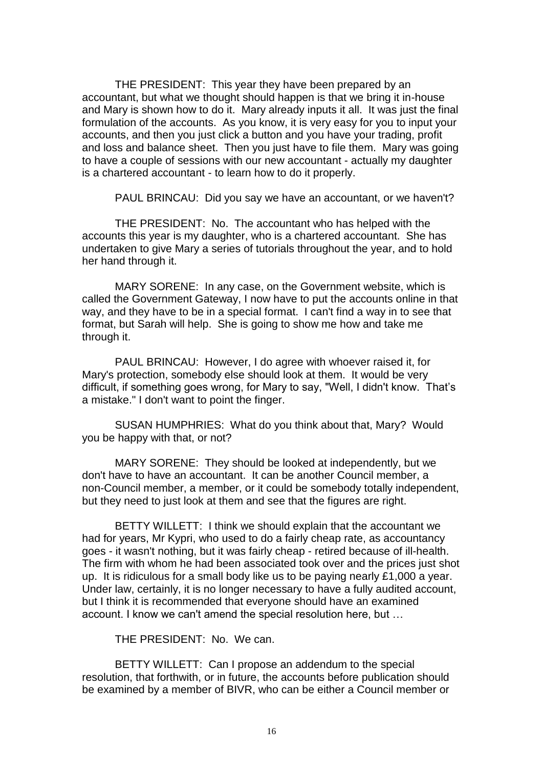THE PRESIDENT: This year they have been prepared by an accountant, but what we thought should happen is that we bring it in-house and Mary is shown how to do it. Mary already inputs it all. It was just the final formulation of the accounts. As you know, it is very easy for you to input your accounts, and then you just click a button and you have your trading, profit and loss and balance sheet. Then you just have to file them. Mary was going to have a couple of sessions with our new accountant - actually my daughter is a chartered accountant - to learn how to do it properly.

PAUL BRINCAU: Did you say we have an accountant, or we haven't?

THE PRESIDENT: No. The accountant who has helped with the accounts this year is my daughter, who is a chartered accountant. She has undertaken to give Mary a series of tutorials throughout the year, and to hold her hand through it.

MARY SORENE: In any case, on the Government website, which is called the Government Gateway, I now have to put the accounts online in that way, and they have to be in a special format. I can't find a way in to see that format, but Sarah will help. She is going to show me how and take me through it.

PAUL BRINCAU: However, I do agree with whoever raised it, for Mary's protection, somebody else should look at them. It would be very difficult, if something goes wrong, for Mary to say, "Well, I didn't know. That's a mistake." I don't want to point the finger.

SUSAN HUMPHRIES: What do you think about that, Mary? Would you be happy with that, or not?

MARY SORENE: They should be looked at independently, but we don't have to have an accountant. It can be another Council member, a non-Council member, a member, or it could be somebody totally independent, but they need to just look at them and see that the figures are right.

BETTY WILLETT: I think we should explain that the accountant we had for years, Mr Kypri, who used to do a fairly cheap rate, as accountancy goes - it wasn't nothing, but it was fairly cheap - retired because of ill-health. The firm with whom he had been associated took over and the prices just shot up. It is ridiculous for a small body like us to be paying nearly £1,000 a year. Under law, certainly, it is no longer necessary to have a fully audited account, but I think it is recommended that everyone should have an examined account. I know we can't amend the special resolution here, but …

THE PRESIDENT: No. We can.

BETTY WILLETT: Can I propose an addendum to the special resolution, that forthwith, or in future, the accounts before publication should be examined by a member of BIVR, who can be either a Council member or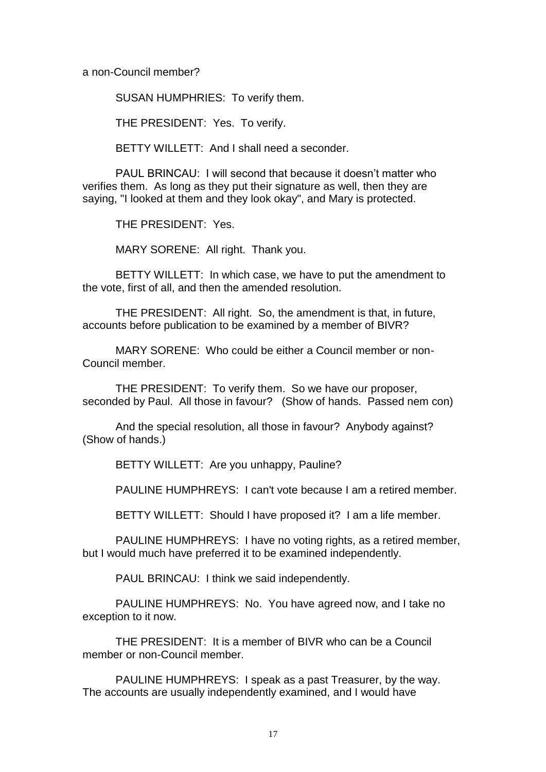a non-Council member?

SUSAN HUMPHRIES: To verify them.

THE PRESIDENT: Yes. To verify.

BETTY WILLETT: And I shall need a seconder.

PAUL BRINCAU: I will second that because it doesn't matter who verifies them. As long as they put their signature as well, then they are saying, "I looked at them and they look okay", and Mary is protected.

THE PRESIDENT: Yes.

MARY SORENE: All right. Thank you.

BETTY WILLETT: In which case, we have to put the amendment to the vote, first of all, and then the amended resolution.

THE PRESIDENT: All right. So, the amendment is that, in future, accounts before publication to be examined by a member of BIVR?

MARY SORENE: Who could be either a Council member or non-Council member.

THE PRESIDENT: To verify them. So we have our proposer, seconded by Paul. All those in favour? (Show of hands. Passed nem con)

And the special resolution, all those in favour? Anybody against? (Show of hands.)

BETTY WILLETT: Are you unhappy, Pauline?

PAULINE HUMPHREYS: I can't vote because I am a retired member.

BETTY WILLETT: Should I have proposed it? I am a life member.

PAULINE HUMPHREYS: I have no voting rights, as a retired member, but I would much have preferred it to be examined independently.

PAUL BRINCAU: I think we said independently.

PAULINE HUMPHREYS: No. You have agreed now, and I take no exception to it now.

THE PRESIDENT: It is a member of BIVR who can be a Council member or non-Council member.

PAULINE HUMPHREYS: I speak as a past Treasurer, by the way. The accounts are usually independently examined, and I would have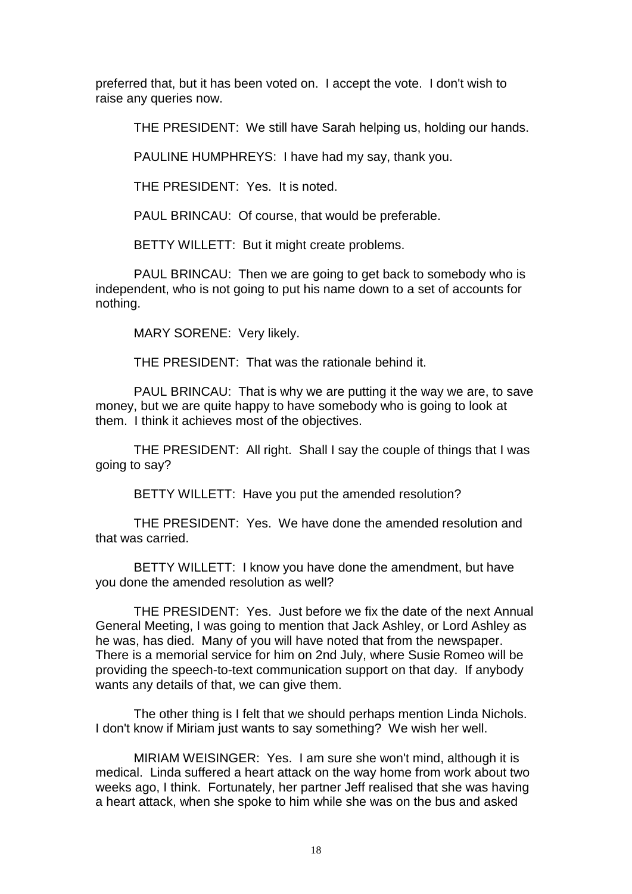preferred that, but it has been voted on. I accept the vote. I don't wish to raise any queries now.

THE PRESIDENT: We still have Sarah helping us, holding our hands.

PAULINE HUMPHREYS: I have had my say, thank you.

THE PRESIDENT: Yes. It is noted.

PAUL BRINCAU: Of course, that would be preferable.

BETTY WILLETT: But it might create problems.

PAUL BRINCAU: Then we are going to get back to somebody who is independent, who is not going to put his name down to a set of accounts for nothing.

MARY SORENE: Very likely.

THE PRESIDENT: That was the rationale behind it.

PAUL BRINCAU: That is why we are putting it the way we are, to save money, but we are quite happy to have somebody who is going to look at them. I think it achieves most of the objectives.

THE PRESIDENT: All right. Shall I say the couple of things that I was going to say?

BETTY WILLETT: Have you put the amended resolution?

THE PRESIDENT: Yes. We have done the amended resolution and that was carried.

BETTY WILLETT: I know you have done the amendment, but have you done the amended resolution as well?

THE PRESIDENT: Yes. Just before we fix the date of the next Annual General Meeting, I was going to mention that Jack Ashley, or Lord Ashley as he was, has died. Many of you will have noted that from the newspaper. There is a memorial service for him on 2nd July, where Susie Romeo will be providing the speech-to-text communication support on that day. If anybody wants any details of that, we can give them.

The other thing is I felt that we should perhaps mention Linda Nichols. I don't know if Miriam just wants to say something? We wish her well.

MIRIAM WEISINGER: Yes. I am sure she won't mind, although it is medical. Linda suffered a heart attack on the way home from work about two weeks ago, I think. Fortunately, her partner Jeff realised that she was having a heart attack, when she spoke to him while she was on the bus and asked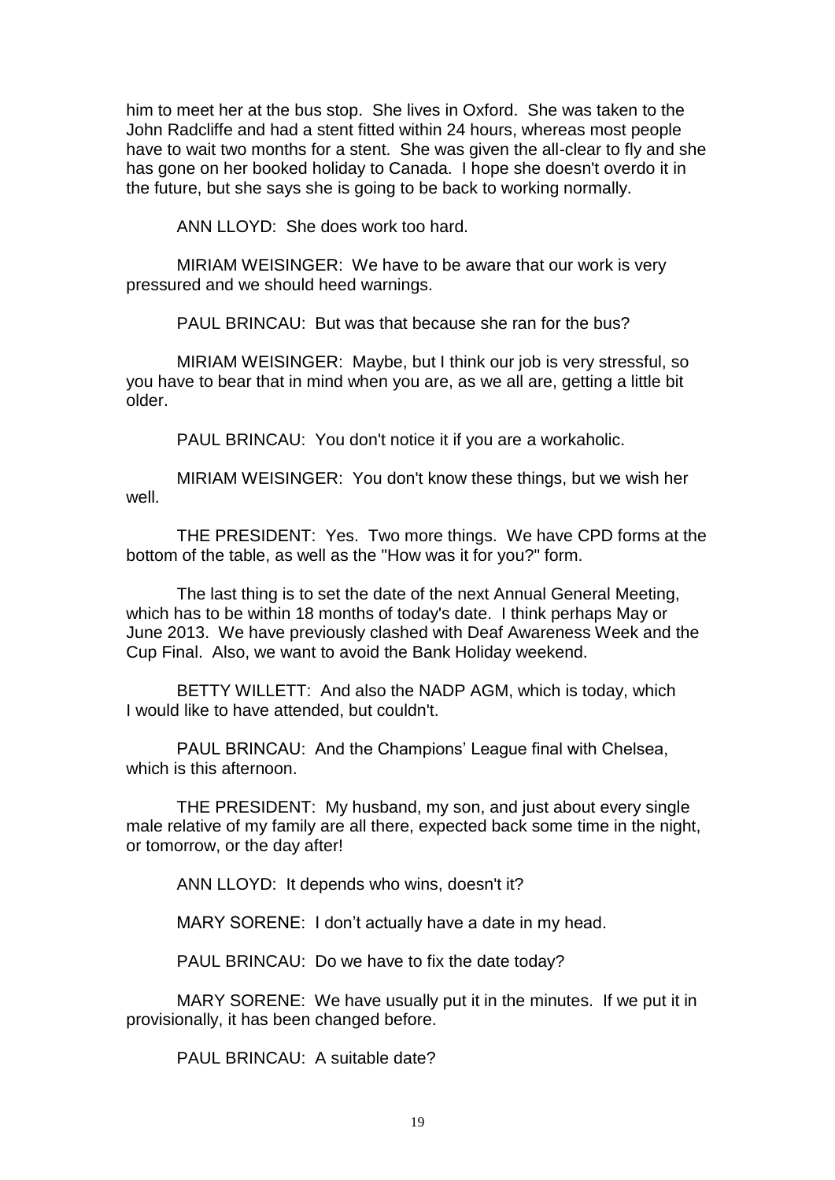him to meet her at the bus stop. She lives in Oxford. She was taken to the John Radcliffe and had a stent fitted within 24 hours, whereas most people have to wait two months for a stent. She was given the all-clear to fly and she has gone on her booked holiday to Canada. I hope she doesn't overdo it in the future, but she says she is going to be back to working normally.

ANN LLOYD: She does work too hard.

MIRIAM WEISINGER: We have to be aware that our work is very pressured and we should heed warnings.

PAUL BRINCAU: But was that because she ran for the bus?

MIRIAM WEISINGER: Maybe, but I think our job is very stressful, so you have to bear that in mind when you are, as we all are, getting a little bit older.

PAUL BRINCAU: You don't notice it if you are a workaholic.

MIRIAM WEISINGER: You don't know these things, but we wish her well.

THE PRESIDENT: Yes. Two more things. We have CPD forms at the bottom of the table, as well as the "How was it for you?" form.

The last thing is to set the date of the next Annual General Meeting, which has to be within 18 months of today's date. I think perhaps May or June 2013. We have previously clashed with Deaf Awareness Week and the Cup Final. Also, we want to avoid the Bank Holiday weekend.

BETTY WILLETT: And also the NADP AGM, which is today, which I would like to have attended, but couldn't.

PAUL BRINCAU: And the Champions' League final with Chelsea, which is this afternoon.

THE PRESIDENT: My husband, my son, and just about every single male relative of my family are all there, expected back some time in the night, or tomorrow, or the day after!

ANN LLOYD: It depends who wins, doesn't it?

MARY SORENE: I don't actually have a date in my head.

PAUL BRINCAU: Do we have to fix the date today?

MARY SORENE: We have usually put it in the minutes. If we put it in provisionally, it has been changed before.

PAUL BRINCAU: A suitable date?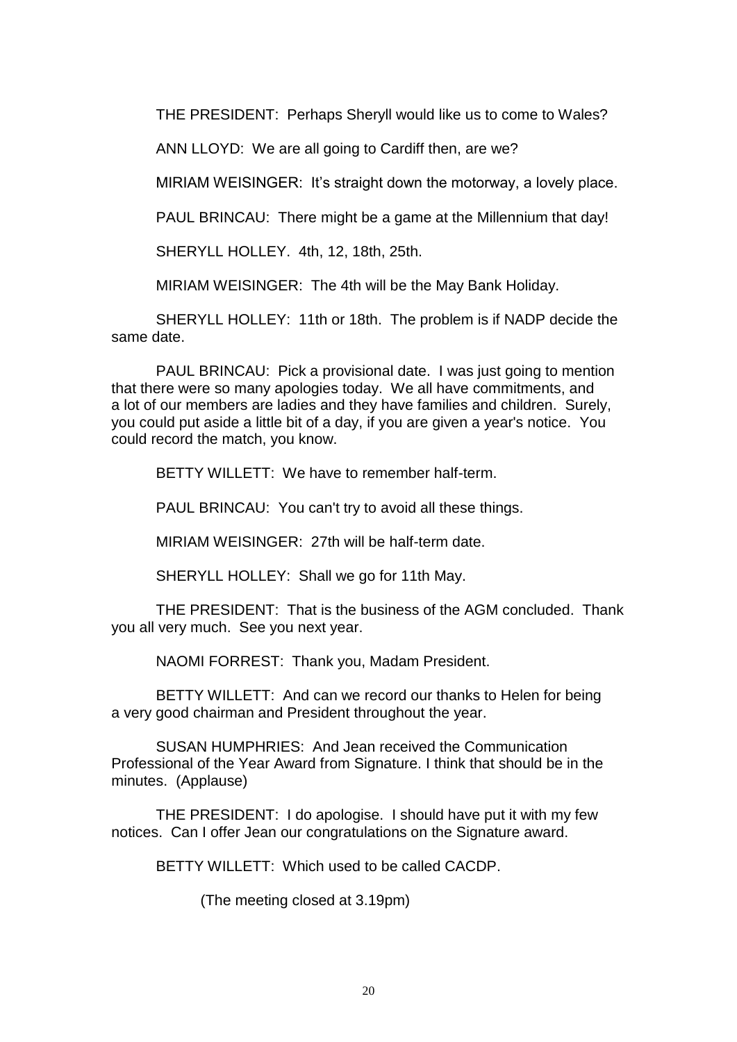THE PRESIDENT: Perhaps Sheryll would like us to come to Wales?

ANN LLOYD: We are all going to Cardiff then, are we?

MIRIAM WEISINGER: It's straight down the motorway, a lovely place.

PAUL BRINCAU: There might be a game at the Millennium that day!

SHERYLL HOLLEY. 4th, 12, 18th, 25th.

MIRIAM WEISINGER: The 4th will be the May Bank Holiday.

SHERYLL HOLLEY: 11th or 18th. The problem is if NADP decide the same date.

PAUL BRINCAU: Pick a provisional date. I was just going to mention that there were so many apologies today. We all have commitments, and a lot of our members are ladies and they have families and children. Surely, you could put aside a little bit of a day, if you are given a year's notice. You could record the match, you know.

BETTY WILLETT: We have to remember half-term.

PAUL BRINCAU: You can't try to avoid all these things.

MIRIAM WEISINGER: 27th will be half-term date.

SHERYLL HOLLEY: Shall we go for 11th May.

THE PRESIDENT: That is the business of the AGM concluded. Thank you all very much. See you next year.

NAOMI FORREST: Thank you, Madam President.

BETTY WILLETT: And can we record our thanks to Helen for being a very good chairman and President throughout the year.

SUSAN HUMPHRIES: And Jean received the Communication Professional of the Year Award from Signature. I think that should be in the minutes. (Applause)

THE PRESIDENT: I do apologise. I should have put it with my few notices. Can I offer Jean our congratulations on the Signature award.

BETTY WILLETT: Which used to be called CACDP.

(The meeting closed at 3.19pm)